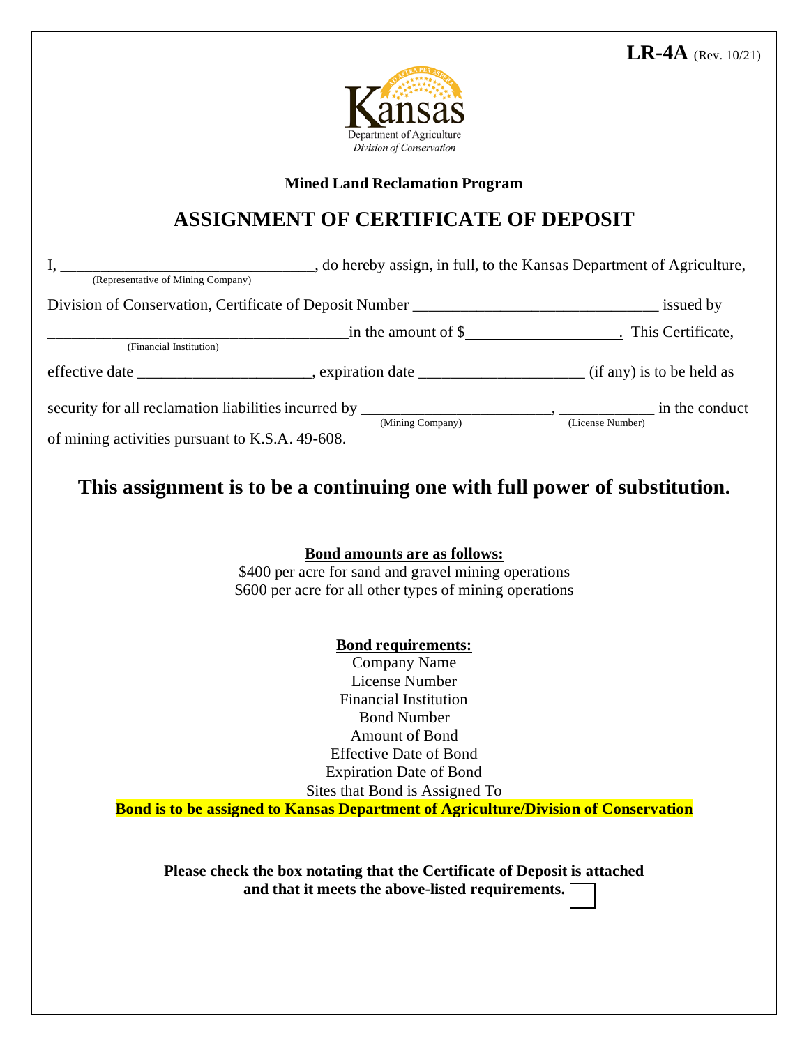LR-4A (Rev. 10/21)

Kansas
Department of Agriculture
*Division of Conservation*

**Mined Land Reclamation Program**

# ASSIGNMENT OF CERTIFICATE OF DEPOSIT

I, ________________________________ (Representative of Mining Company), do hereby assign, in full, to the Kansas Department of Agriculture, Division of Conservation, Certificate of Deposit Number ______________________________ issued by _____________________________________ (Financial Institution) in the amount of $___________________. This Certificate, effective date _____________________, expiration date ____________________ (if any) is to be held as security for all reclamation liabilities incurred by _______________________ (Mining Company), ___________ (License Number) in the conduct of mining activities pursuant to K.S.A. 49-608.

## This assignment is to be a continuing one with full power of substitution.

**Bond amounts are as follows:**

$400 per acre for sand and gravel mining operations
$600 per acre for all other types of mining operations

**Bond requirements:**

Company Name
License Number
Financial Institution
Bond Number
Amount of Bond
Effective Date of Bond
Expiration Date of Bond
Sites that Bond is Assigned To

**Bond is to be assigned to Kansas Department of Agriculture/Division of Conservation**

**Please check the box notating that the Certificate of Deposit is attached and that it meets the above-listed requirements.** ☐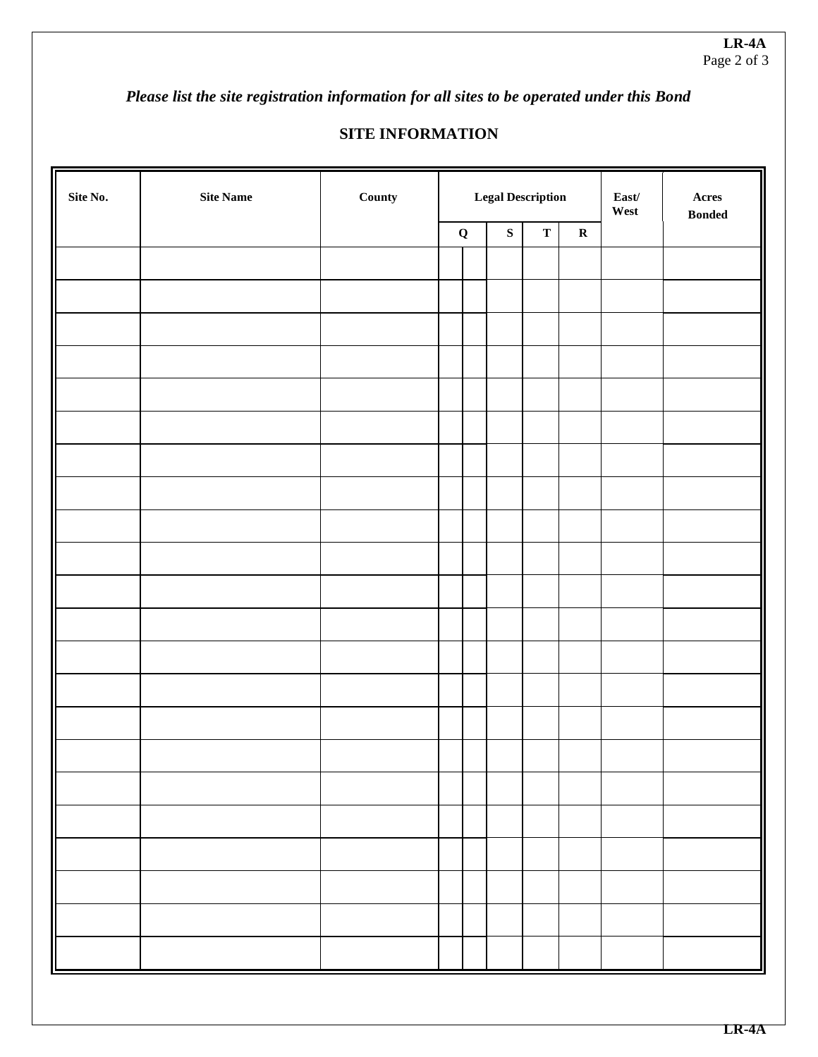*Please list the site registration information for all sites to be operated under this Bond*

## SITE INFORMATION

| Site No. | Site Name | County | Legal Description | | | | | East/ West | Acres Bonded |
|---|---|---|---|---|---|---|---|---|---|
| | | | Q | | S | T | R | | |
| | | | | | | | | | |
| | | | | | | | | | |
| | | | | | | | | | |
| | | | | | | | | | |
| | | | | | | | | | |
| | | | | | | | | | |
| | | | | | | | | | |
| | | | | | | | | | |
| | | | | | | | | | |
| | | | | | | | | | |
| | | | | | | | | | |
| | | | | | | | | | |
| | | | | | | | | | |
| | | | | | | | | | |
| | | | | | | | | | |
| | | | | | | | | | |
| | | | | | | | | | |
| | | | | | | | | | |
| | | | | | | | | | |
| | | | | | | | | | |
| | | | | | | | | | |
| | | | | | | | | | |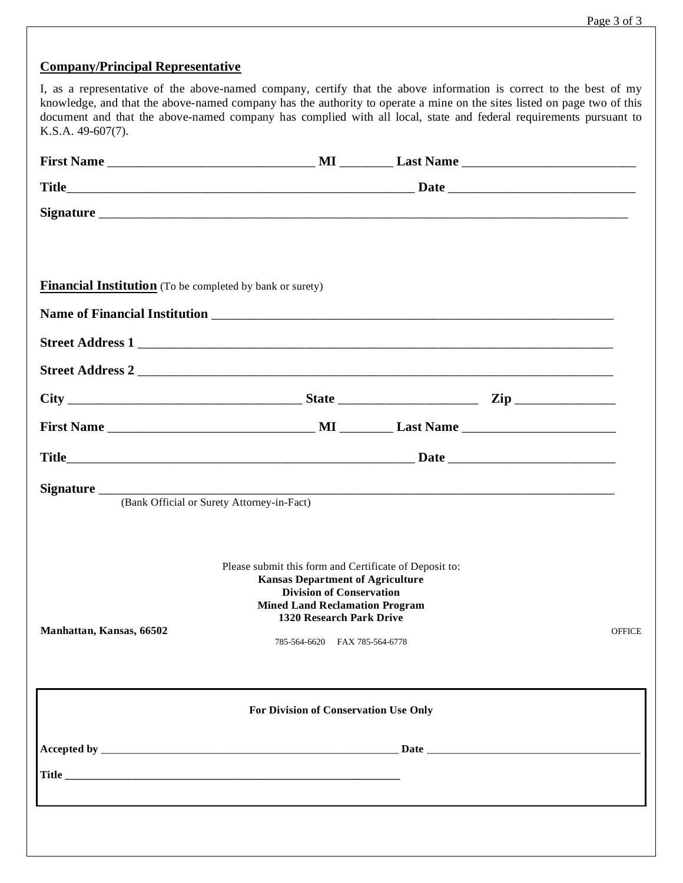**Company/Principal Representative**

I, as a representative of the above-named company, certify that the above information is correct to the best of my knowledge, and that the above-named company has the authority to operate a mine on the sites listed on page two of this document and that the above-named company has complied with all local, state and federal requirements pursuant to K.S.A. 49-607(7).

**First Name** ________________________________ **MI** ________ **Last Name** ___________________________

**Title**_______________________________________________________ **Date** _____________________________

**Signature** ___________________________________________________________________________________

**Financial Institution** (To be completed by bank or surety)

**Name of Financial Institution** ________________________________________________________________

**Street Address 1** _____________________________________________________________________________

**Street Address 2** _____________________________________________________________________________

**City** ____________________________________ **State** ______________________ **Zip** ________________

**First Name** ________________________________ **MI** ________ **Last Name** ________________________

**Title**_______________________________________________________ **Date** __________________________

**Signature** ___________________________________________________________________________________
(Bank Official or Surety Attorney-in-Fact)

Please submit this form and Certificate of Deposit to:
**Kansas Department of Agriculture**
**Division of Conservation**
**Mined Land Reclamation Program**
**1320 Research Park Drive**
**Manhattan, Kansas, 66502**
785-564-6620 FAX 785-564-6778

OFFICE

**For Division of Conservation Use Only**

**Accepted by** _________________________________________________________ **Date** ________________________________________

**Title** ______________________________________________________________